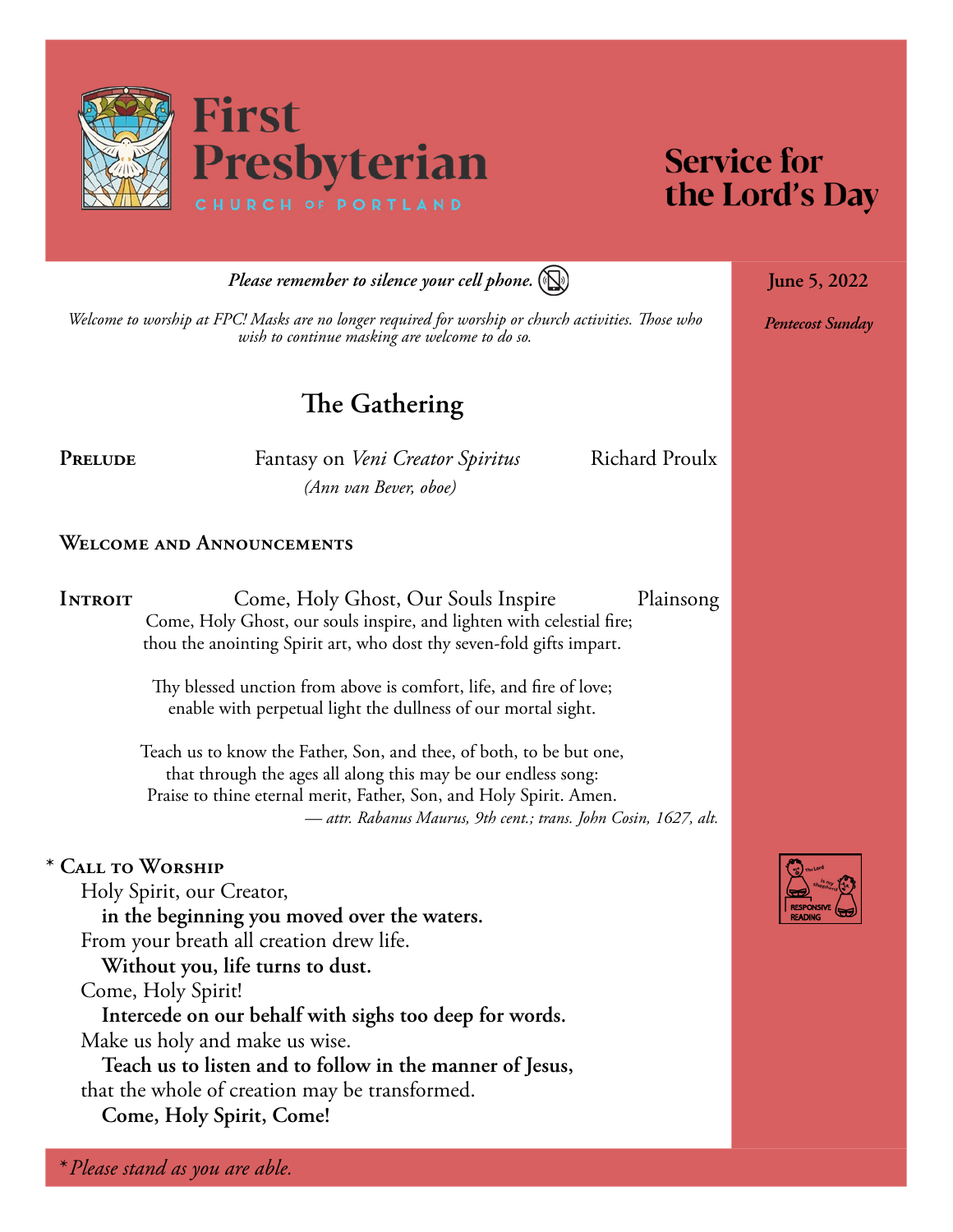# First Presbyterian

CHURCH OF PORTLAND

## Service for the Lord's Day

**June 5, 2022**

*Pentecost Sunday*

***Please remember to silence your cell phone.***

*Welcome to worship at FPC! Masks are no longer required for worship or church activities. Those who wish to continue masking are welcome to do so.*

## The Gathering

**Prelude** — Fantasy on *Veni Creator Spiritus* — Richard Proulx

*(Ann van Bever, oboe)*

**Welcome and Announcements**

**Introit** — Come, Holy Ghost, Our Souls Inspire — Plainsong

Come, Holy Ghost, our souls inspire, and lighten with celestial fire;
thou the anointing Spirit art, who dost thy seven-fold gifts impart.

Thy blessed unction from above is comfort, life, and fire of love;
enable with perpetual light the dullness of our mortal sight.

Teach us to know the Father, Son, and thee, of both, to be but one,
that through the ages all along this may be our endless song:
Praise to thine eternal merit, Father, Son, and Holy Spirit. Amen.

*— attr. Rabanus Maurus, 9th cent.; trans. John Cosin, 1627, alt.*

\* **Call to Worship**

Holy Spirit, our Creator,
**in the beginning you moved over the waters.**
From your breath all creation drew life.
**Without you, life turns to dust.**
Come, Holy Spirit!
**Intercede on our behalf with sighs too deep for words.**
Make us holy and make us wise.
**Teach us to listen and to follow in the manner of Jesus,**
that the whole of creation may be transformed.
**Come, Holy Spirit, Come!**

*\* Please stand as you are able.*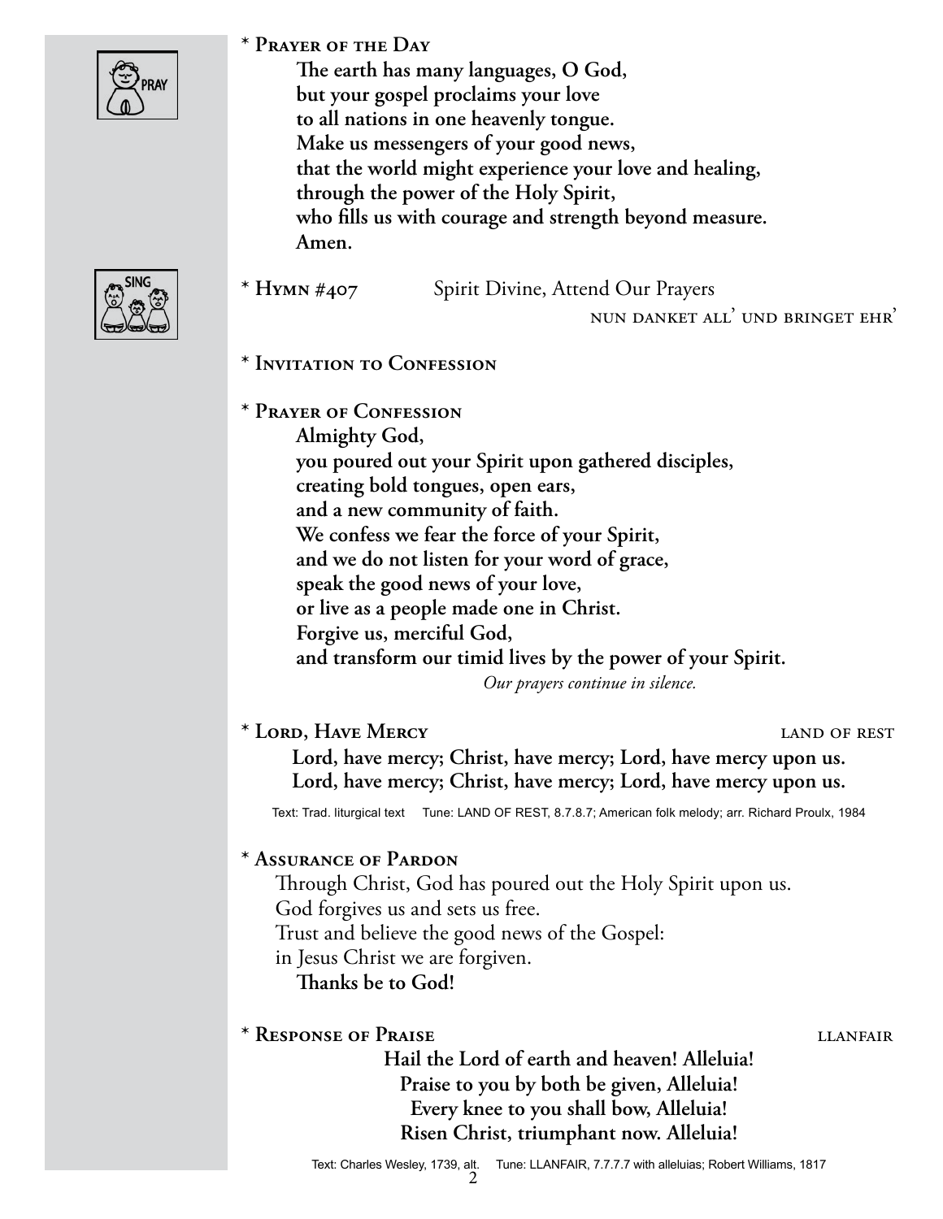**\* PRAYER OF THE DAY**

**The earth has many languages, O God,**
**but your gospel proclaims your love**
**to all nations in one heavenly tongue.**
**Make us messengers of your good news,**
**that the world might experience your love and healing,**
**through the power of the Holy Spirit,**
**who fills us with courage and strength beyond measure.**
**Amen.**

**\* HYMN #407** Spirit Divine, Attend Our Prayers
NUN DANKET ALL' UND BRINGET EHR'

**\* INVITATION TO CONFESSION**

**\* PRAYER OF CONFESSION**

**Almighty God,**
**you poured out your Spirit upon gathered disciples,**
**creating bold tongues, open ears,**
**and a new community of faith.**
**We confess we fear the force of your Spirit,**
**and we do not listen for your word of grace,**
**speak the good news of your love,**
**or live as a people made one in Christ.**
**Forgive us, merciful God,**
**and transform our timid lives by the power of your Spirit.**

*Our prayers continue in silence.*

**\* LORD, HAVE MERCY** LAND OF REST

**Lord, have mercy; Christ, have mercy; Lord, have mercy upon us.**
**Lord, have mercy; Christ, have mercy; Lord, have mercy upon us.**

Text: Trad. liturgical text Tune: LAND OF REST, 8.7.8.7; American folk melody; arr. Richard Proulx, 1984

**\* ASSURANCE OF PARDON**

Through Christ, God has poured out the Holy Spirit upon us.
God forgives us and sets us free.
Trust and believe the good news of the Gospel:
in Jesus Christ we are forgiven.
**Thanks be to God!**

**\* RESPONSE OF PRAISE** LLANFAIR

**Hail the Lord of earth and heaven! Alleluia!**
**Praise to you by both be given, Alleluia!**
**Every knee to you shall bow, Alleluia!**
**Risen Christ, triumphant now. Alleluia!**

Text: Charles Wesley, 1739, alt. Tune: LLANFAIR, 7.7.7.7 with alleluias; Robert Williams, 1817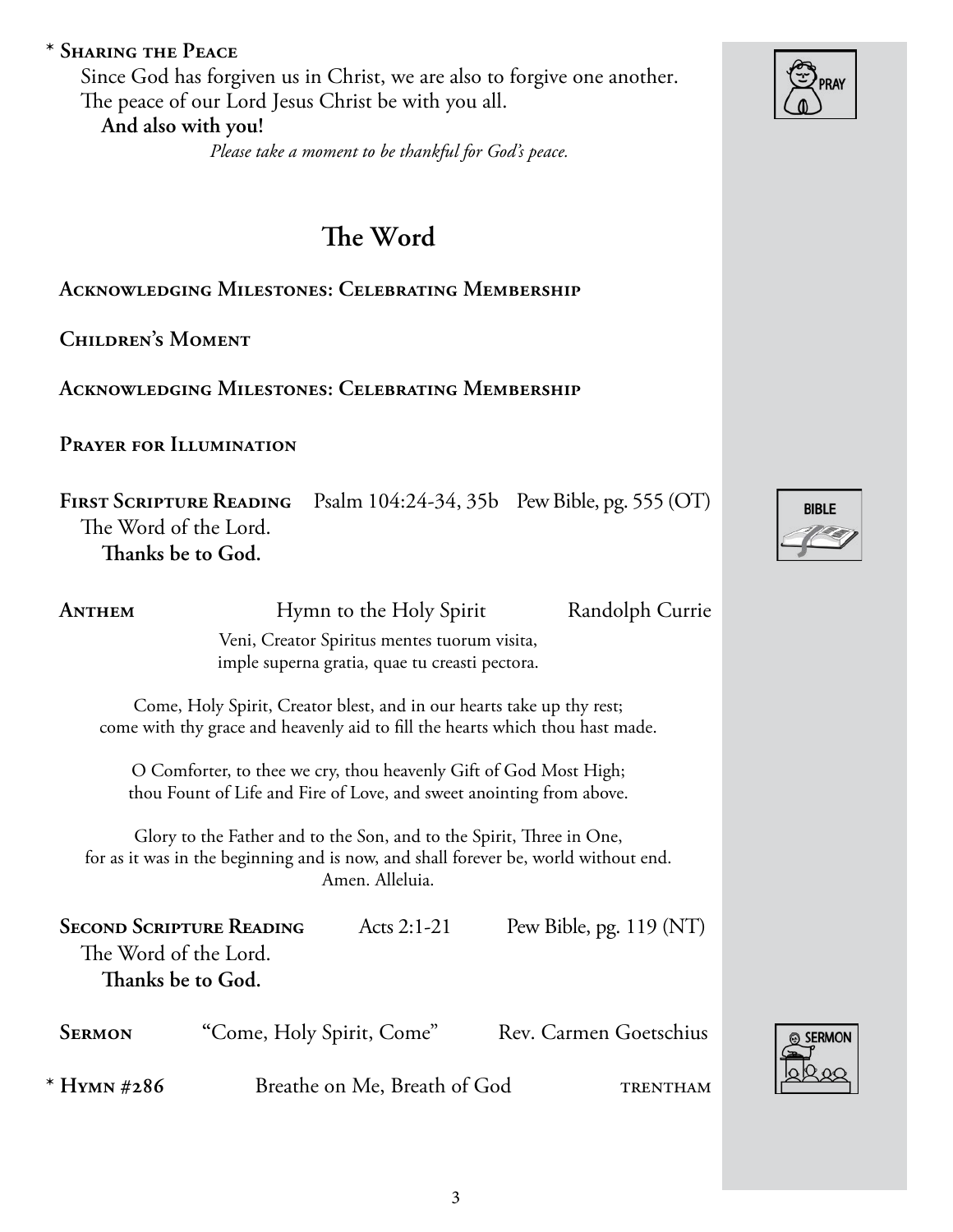\* **Sharing the Peace**

Since God has forgiven us in Christ, we are also to forgive one another.
The peace of our Lord Jesus Christ be with you all.
**And also with you!**

*Please take a moment to be thankful for God's peace.*

## The Word

**Acknowledging Milestones: Celebrating Membership**

**Children's Moment**

**Acknowledging Milestones: Celebrating Membership**

**Prayer for Illumination**

**First Scripture Reading** Psalm 104:24-34, 35b Pew Bible, pg. 555 (OT)

The Word of the Lord.
**Thanks be to God.**

**Anthem** Hymn to the Holy Spirit Randolph Currie

Veni, Creator Spiritus mentes tuorum visita,
imple superna gratia, quae tu creasti pectora.

Come, Holy Spirit, Creator blest, and in our hearts take up thy rest;
come with thy grace and heavenly aid to fill the hearts which thou hast made.

O Comforter, to thee we cry, thou heavenly Gift of God Most High;
thou Fount of Life and Fire of Love, and sweet anointing from above.

Glory to the Father and to the Son, and to the Spirit, Three in One,
for as it was in the beginning and is now, and shall forever be, world without end.
Amen. Alleluia.

**Second Scripture Reading** Acts 2:1-21 Pew Bible, pg. 119 (NT)

The Word of the Lord.
**Thanks be to God.**

**Sermon** "Come, Holy Spirit, Come" Rev. Carmen Goetschius

\* **Hymn #286** Breathe on Me, Breath of God TRENTHAM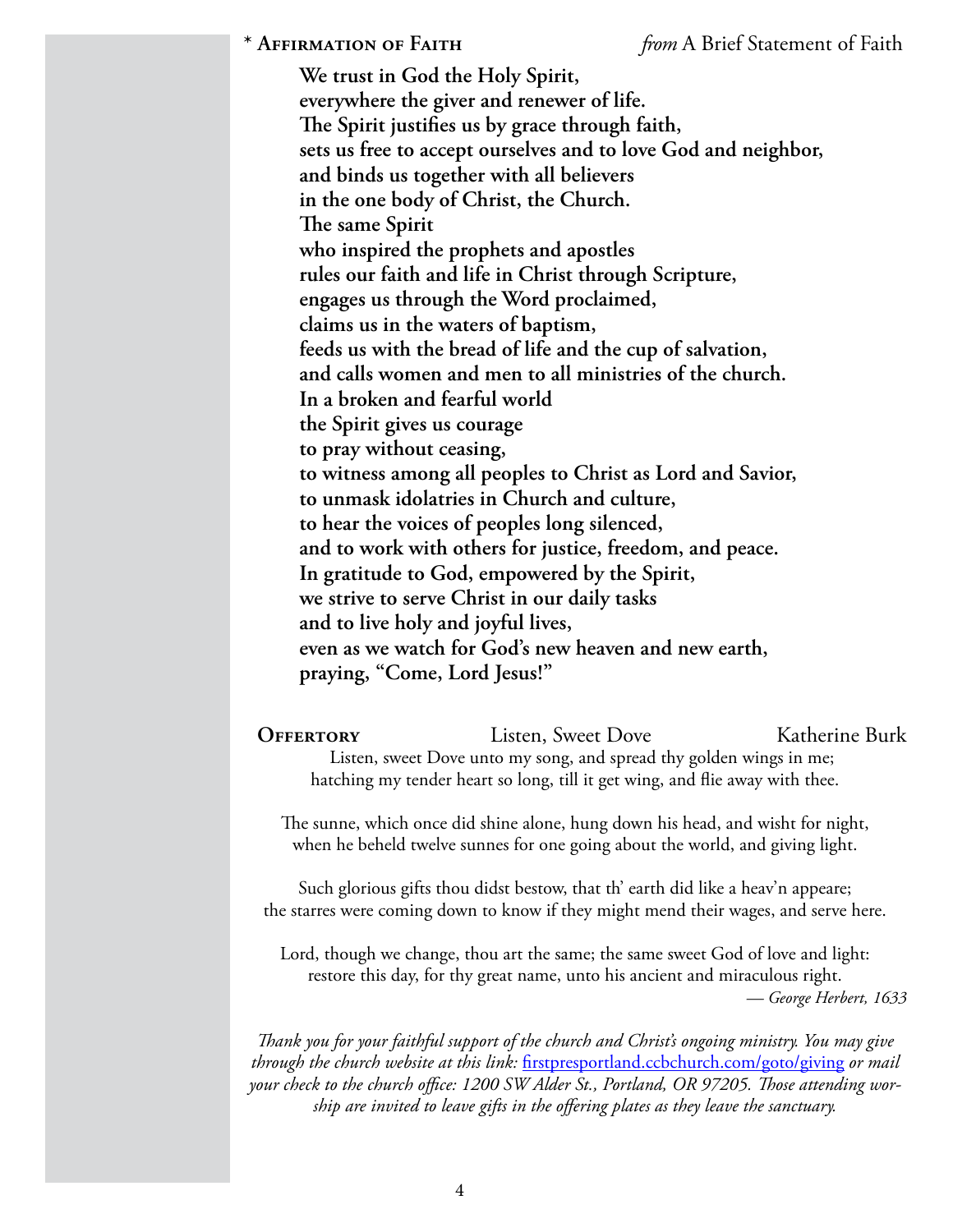**\* Affirmation of Faith** — *from* A Brief Statement of Faith

**We trust in God the Holy Spirit,**
**everywhere the giver and renewer of life.**
**The Spirit justifies us by grace through faith,**
**sets us free to accept ourselves and to love God and neighbor,**
**and binds us together with all believers**
**in the one body of Christ, the Church.**
**The same Spirit**
**who inspired the prophets and apostles**
**rules our faith and life in Christ through Scripture,**
**engages us through the Word proclaimed,**
**claims us in the waters of baptism,**
**feeds us with the bread of life and the cup of salvation,**
**and calls women and men to all ministries of the church.**
**In a broken and fearful world**
**the Spirit gives us courage**
**to pray without ceasing,**
**to witness among all peoples to Christ as Lord and Savior,**
**to unmask idolatries in Church and culture,**
**to hear the voices of peoples long silenced,**
**and to work with others for justice, freedom, and peace.**
**In gratitude to God, empowered by the Spirit,**
**we strive to serve Christ in our daily tasks**
**and to live holy and joyful lives,**
**even as we watch for God's new heaven and new earth,**
**praying, "Come, Lord Jesus!"**

**Offertory** — Listen, Sweet Dove — Katherine Burk

Listen, sweet Dove unto my song, and spread thy golden wings in me;
hatching my tender heart so long, till it get wing, and flie away with thee.

The sunne, which once did shine alone, hung down his head, and wisht for night,
when he beheld twelve sunnes for one going about the world, and giving light.

Such glorious gifts thou didst bestow, that th' earth did like a heav'n appeare;
the starres were coming down to know if they might mend their wages, and serve here.

Lord, though we change, thou art the same; the same sweet God of love and light:
restore this day, for thy great name, unto his ancient and miraculous right.

*— George Herbert, 1633*

*Thank you for your faithful support of the church and Christ's ongoing ministry. You may give through the church website at this link:* firstpresportland.ccbchurch.com/goto/giving *or mail your check to the church office: 1200 SW Alder St., Portland, OR 97205. Those attending worship are invited to leave gifts in the offering plates as they leave the sanctuary.*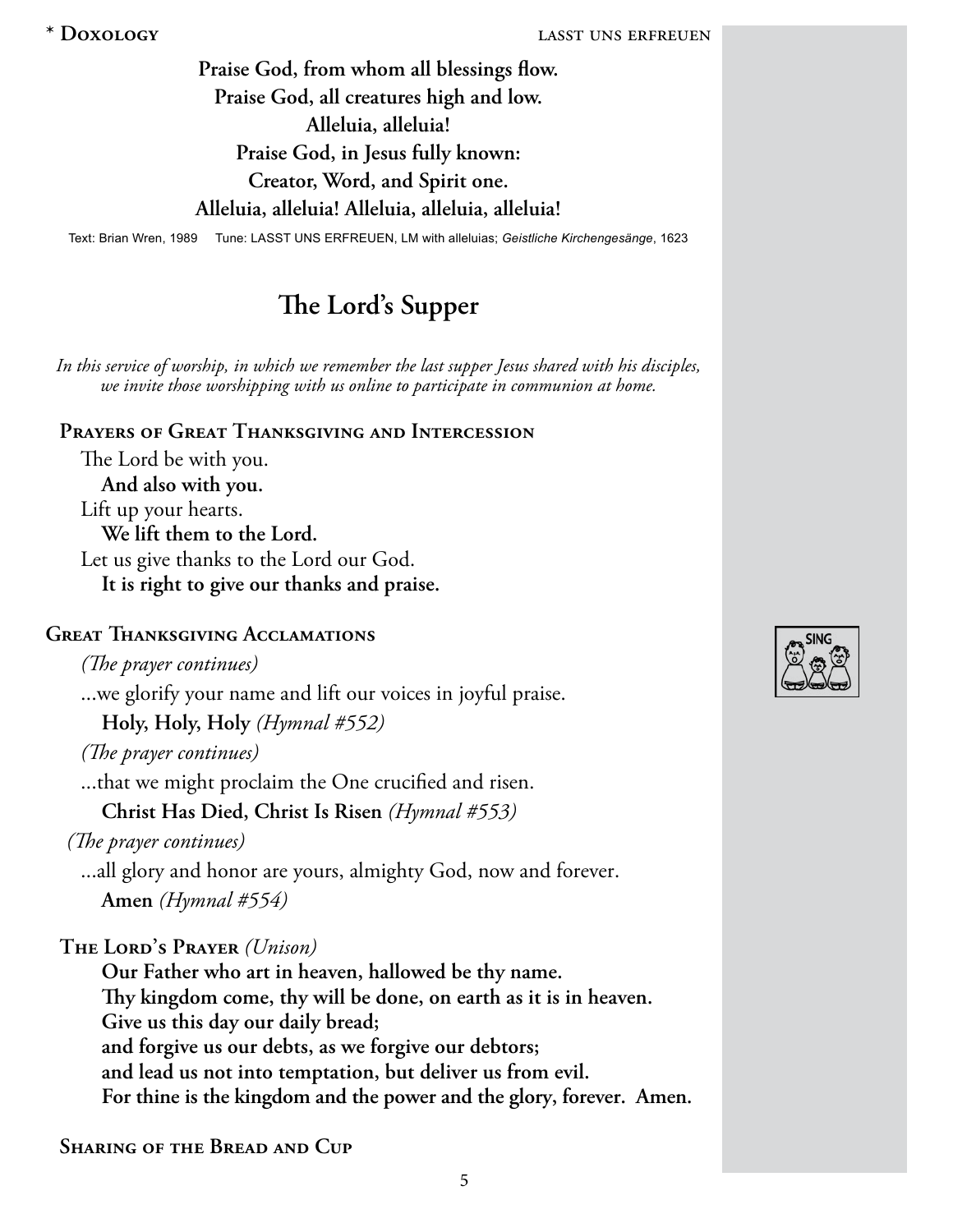**\* Doxology** LASST UNS ERFREUEN

**Praise God, from whom all blessings flow.**
**Praise God, all creatures high and low.**
**Alleluia, alleluia!**
**Praise God, in Jesus fully known:**
**Creator, Word, and Spirit one.**
**Alleluia, alleluia! Alleluia, alleluia, alleluia!**

Text: Brian Wren, 1989 Tune: LASST UNS ERFREUEN, LM with alleluias; *Geistliche Kirchengesänge*, 1623

## The Lord's Supper

*In this service of worship, in which we remember the last supper Jesus shared with his disciples, we invite those worshipping with us online to participate in communion at home.*

### Prayers of Great Thanksgiving and Intercession

The Lord be with you.
**And also with you.**
Lift up your hearts.
**We lift them to the Lord.**
Let us give thanks to the Lord our God.
**It is right to give our thanks and praise.**

### Great Thanksgiving Acclamations

*(The prayer continues)*

...we glorify your name and lift our voices in joyful praise.
**Holy, Holy, Holy** *(Hymnal #552)*

*(The prayer continues)*

...that we might proclaim the One crucified and risen.
**Christ Has Died, Christ Is Risen** *(Hymnal #553)*

*(The prayer continues)*

...all glory and honor are yours, almighty God, now and forever.
**Amen** *(Hymnal #554)*

### The Lord's Prayer *(Unison)*

**Our Father who art in heaven, hallowed be thy name.**
**Thy kingdom come, thy will be done, on earth as it is in heaven.**
**Give us this day our daily bread;**
**and forgive us our debts, as we forgive our debtors;**
**and lead us not into temptation, but deliver us from evil.**
**For thine is the kingdom and the power and the glory, forever. Amen.**

### Sharing of the Bread and Cup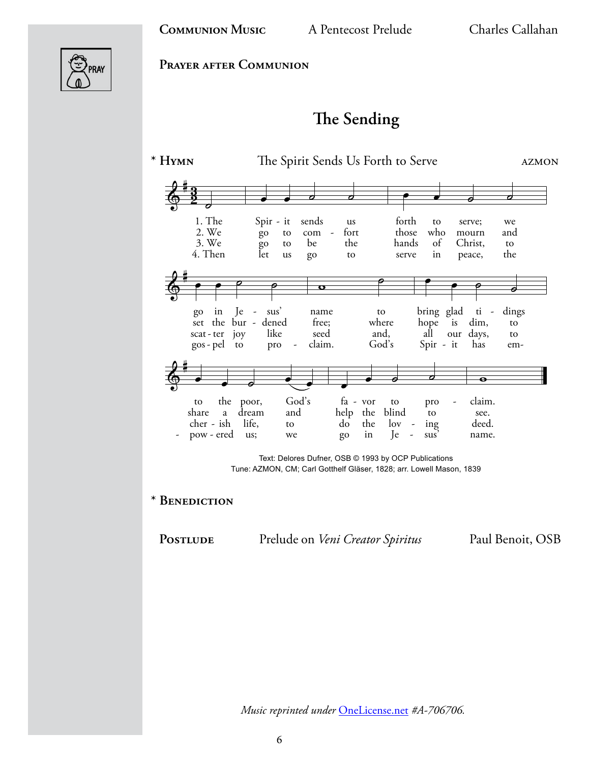**Communion Music** A Pentecost Prelude Charles Callahan

PRAY

**Prayer after Communion**

## The Sending

\* **Hymn** The Spirit Sends Us Forth to Serve AZMON

1. The Spirit sends us forth to serve; we go in Jesus' name to bring glad tidings to the poor, God's favor to proclaim.
2. We go to comfort those who mourn and set the burdened free; where hope is dim, to share a dream and help the blind to see.
3. We go to be the hands of Christ, to scatter joy like seed and, all our days, to cherish life, to do the loving deed.
4. Then let us go to serve in peace, the gospel to proclaim. God's Spirit has empowered us; we go in Jesus' name.

Text: Delores Dufner, OSB © 1993 by OCP Publications
Tune: AZMON, CM; Carl Gotthelf Gläser, 1828; arr. Lowell Mason, 1839

\* **Benediction**

**Postlude** Prelude on *Veni Creator Spiritus* Paul Benoit, OSB

*Music reprinted under* OneLicense.net *#A-706706.*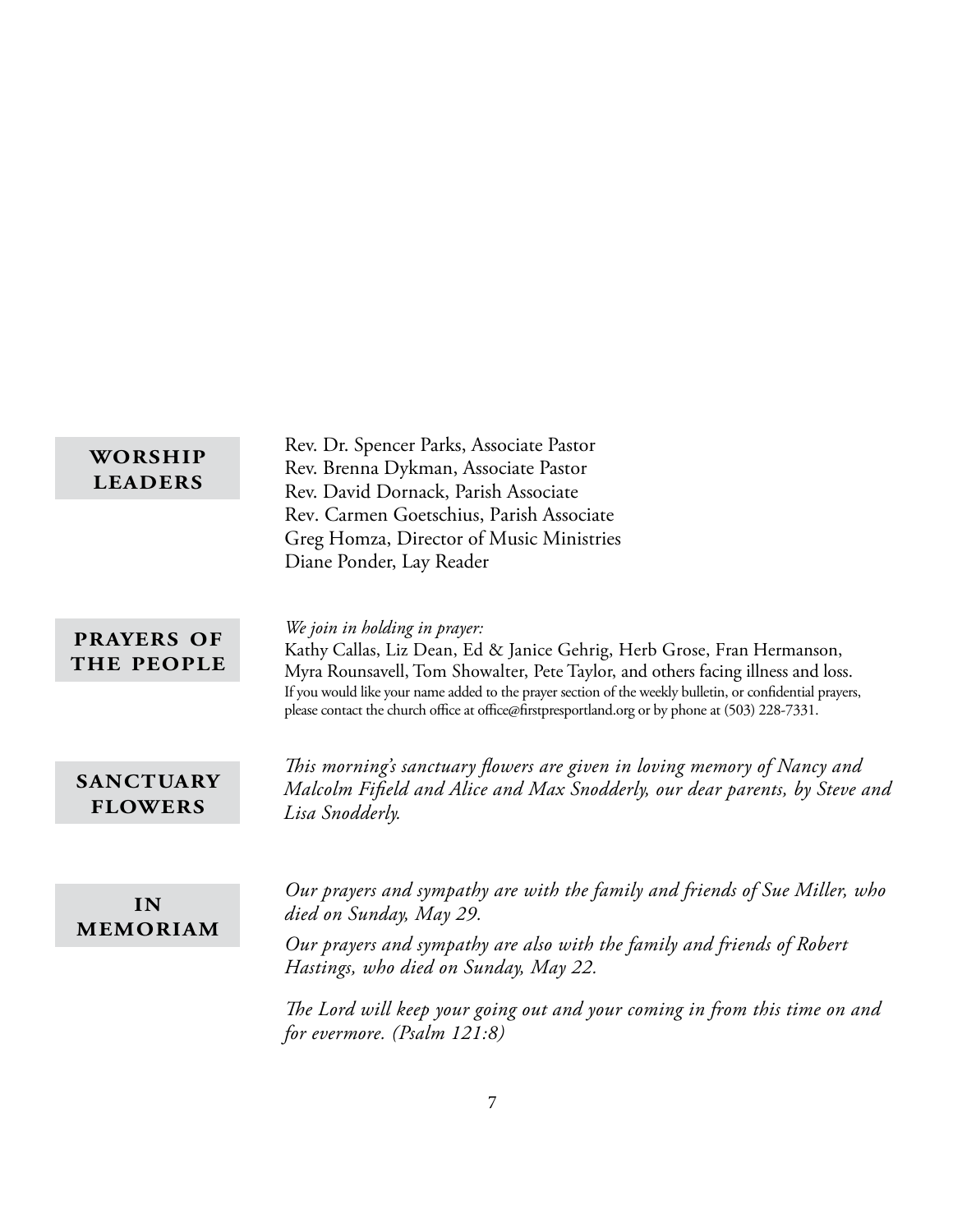## WORSHIP LEADERS

Rev. Dr. Spencer Parks, Associate Pastor
Rev. Brenna Dykman, Associate Pastor
Rev. David Dornack, Parish Associate
Rev. Carmen Goetschius, Parish Associate
Greg Homza, Director of Music Ministries
Diane Ponder, Lay Reader

## PRAYERS OF THE PEOPLE

*We join in holding in prayer:*
Kathy Callas, Liz Dean, Ed & Janice Gehrig, Herb Grose, Fran Hermanson, Myra Rounsavell, Tom Showalter, Pete Taylor, and others facing illness and loss.
If you would like your name added to the prayer section of the weekly bulletin, or confidential prayers, please contact the church office at office@firstpresportland.org or by phone at (503) 228-7331.

## SANCTUARY FLOWERS

*This morning's sanctuary flowers are given in loving memory of Nancy and Malcolm Fifield and Alice and Max Snodderly, our dear parents, by Steve and Lisa Snodderly.*

## IN MEMORIAM

*Our prayers and sympathy are with the family and friends of Sue Miller, who died on Sunday, May 29.*

*Our prayers and sympathy are also with the family and friends of Robert Hastings, who died on Sunday, May 22.*

*The Lord will keep your going out and your coming in from this time on and for evermore. (Psalm 121:8)*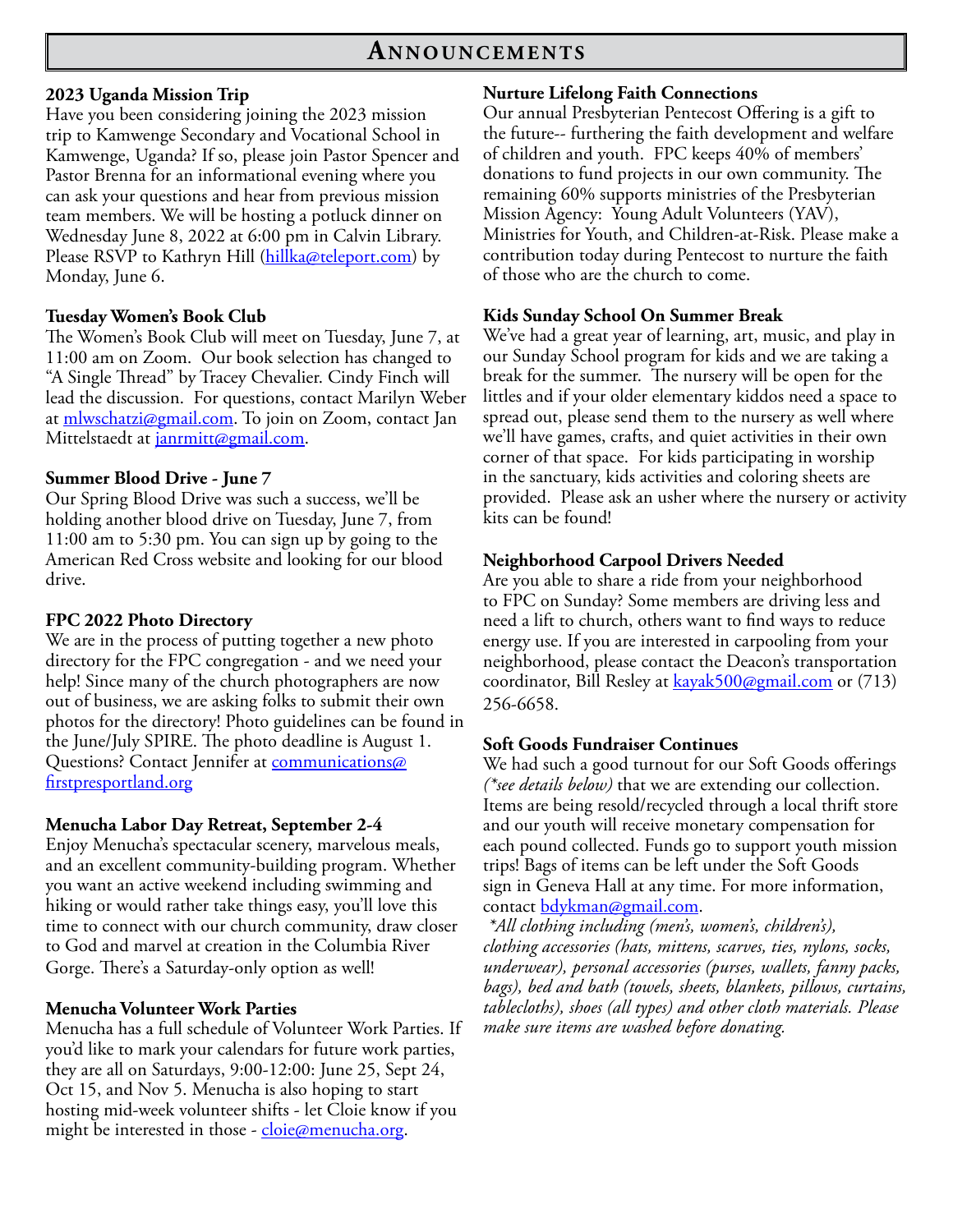# Announcements

### 2023 Uganda Mission Trip

Have you been considering joining the 2023 mission trip to Kamwenge Secondary and Vocational School in Kamwenge, Uganda? If so, please join Pastor Spencer and Pastor Brenna for an informational evening where you can ask your questions and hear from previous mission team members. We will be hosting a potluck dinner on Wednesday June 8, 2022 at 6:00 pm in Calvin Library. Please RSVP to Kathryn Hill (hillka@teleport.com) by Monday, June 6.

### Tuesday Women's Book Club

The Women's Book Club will meet on Tuesday, June 7, at 11:00 am on Zoom. Our book selection has changed to "A Single Thread" by Tracey Chevalier. Cindy Finch will lead the discussion. For questions, contact Marilyn Weber at mlwschatzi@gmail.com. To join on Zoom, contact Jan Mittelstaedt at janrmitt@gmail.com.

### Summer Blood Drive - June 7

Our Spring Blood Drive was such a success, we'll be holding another blood drive on Tuesday, June 7, from 11:00 am to 5:30 pm. You can sign up by going to the American Red Cross website and looking for our blood drive.

### FPC 2022 Photo Directory

We are in the process of putting together a new photo directory for the FPC congregation - and we need your help! Since many of the church photographers are now out of business, we are asking folks to submit their own photos for the directory! Photo guidelines can be found in the June/July SPIRE. The photo deadline is August 1. Questions? Contact Jennifer at communications@firstpresportland.org

### Menucha Labor Day Retreat, September 2-4

Enjoy Menucha's spectacular scenery, marvelous meals, and an excellent community-building program. Whether you want an active weekend including swimming and hiking or would rather take things easy, you'll love this time to connect with our church community, draw closer to God and marvel at creation in the Columbia River Gorge. There's a Saturday-only option as well!

### Menucha Volunteer Work Parties

Menucha has a full schedule of Volunteer Work Parties. If you'd like to mark your calendars for future work parties, they are all on Saturdays, 9:00-12:00: June 25, Sept 24, Oct 15, and Nov 5. Menucha is also hoping to start hosting mid-week volunteer shifts - let Cloie know if you might be interested in those - cloie@menucha.org.

### Nurture Lifelong Faith Connections

Our annual Presbyterian Pentecost Offering is a gift to the future-- furthering the faith development and welfare of children and youth. FPC keeps 40% of members' donations to fund projects in our own community. The remaining 60% supports ministries of the Presbyterian Mission Agency: Young Adult Volunteers (YAV), Ministries for Youth, and Children-at-Risk. Please make a contribution today during Pentecost to nurture the faith of those who are the church to come.

### Kids Sunday School On Summer Break

We've had a great year of learning, art, music, and play in our Sunday School program for kids and we are taking a break for the summer. The nursery will be open for the littles and if your older elementary kiddos need a space to spread out, please send them to the nursery as well where we'll have games, crafts, and quiet activities in their own corner of that space. For kids participating in worship in the sanctuary, kids activities and coloring sheets are provided. Please ask an usher where the nursery or activity kits can be found!

### Neighborhood Carpool Drivers Needed

Are you able to share a ride from your neighborhood to FPC on Sunday? Some members are driving less and need a lift to church, others want to find ways to reduce energy use. If you are interested in carpooling from your neighborhood, please contact the Deacon's transportation coordinator, Bill Resley at kayak500@gmail.com or (713) 256-6658.

### Soft Goods Fundraiser Continues

We had such a good turnout for our Soft Goods offerings *(*see details below)* that we are extending our collection. Items are being resold/recycled through a local thrift store and our youth will receive monetary compensation for each pound collected. Funds go to support youth mission trips! Bags of items can be left under the Soft Goods sign in Geneva Hall at any time. For more information, contact bdykman@gmail.com.

*\*All clothing including (men's, women's, children's), clothing accessories (hats, mittens, scarves, ties, nylons, socks, underwear), personal accessories (purses, wallets, fanny packs, bags), bed and bath (towels, sheets, blankets, pillows, curtains, tablecloths), shoes (all types) and other cloth materials. Please make sure items are washed before donating.*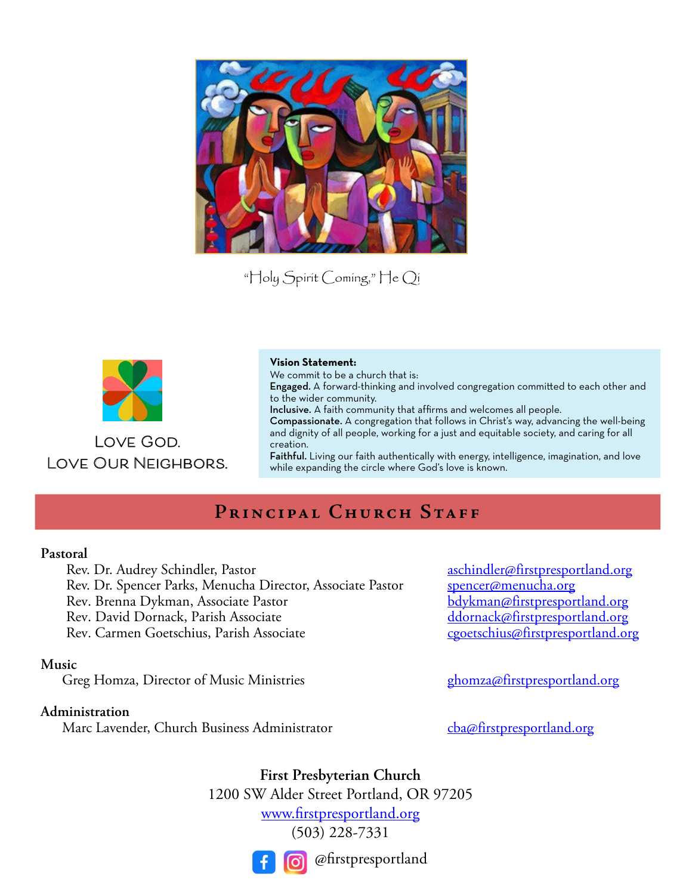"Holy Spirit Coming," He Qi

LOVE GOD.
LOVE OUR NEIGHBORS.

**Vision Statement:**
We commit to be a church that is:
**Engaged.** A forward-thinking and involved congregation committed to each other and to the wider community.
**Inclusive.** A faith community that affirms and welcomes all people.
**Compassionate.** A congregation that follows in Christ's way, advancing the well-being and dignity of all people, working for a just and equitable society, and caring for all creation.
**Faithful.** Living our faith authentically with energy, intelligence, imagination, and love while expanding the circle where God's love is known.

## PRINCIPAL CHURCH STAFF

**Pastoral**

| | |
|---|---|
| Rev. Dr. Audrey Schindler, Pastor | aschindler@firstpresportland.org |
| Rev. Dr. Spencer Parks, Menucha Director, Associate Pastor | spencer@menucha.org |
| Rev. Brenna Dykman, Associate Pastor | bdykman@firstpresportland.org |
| Rev. David Dornack, Parish Associate | ddornack@firstpresportland.org |
| Rev. Carmen Goetschius, Parish Associate | cgoetschius@firstpresportland.org |

**Music**

| | |
|---|---|
| Greg Homza, Director of Music Ministries | ghomza@firstpresportland.org |

**Administration**

| | |
|---|---|
| Marc Lavender, Church Business Administrator | cba@firstpresportland.org |

**First Presbyterian Church**
1200 SW Alder Street Portland, OR 97205
www.firstpresportland.org
(503) 228-7331

@firstpresportland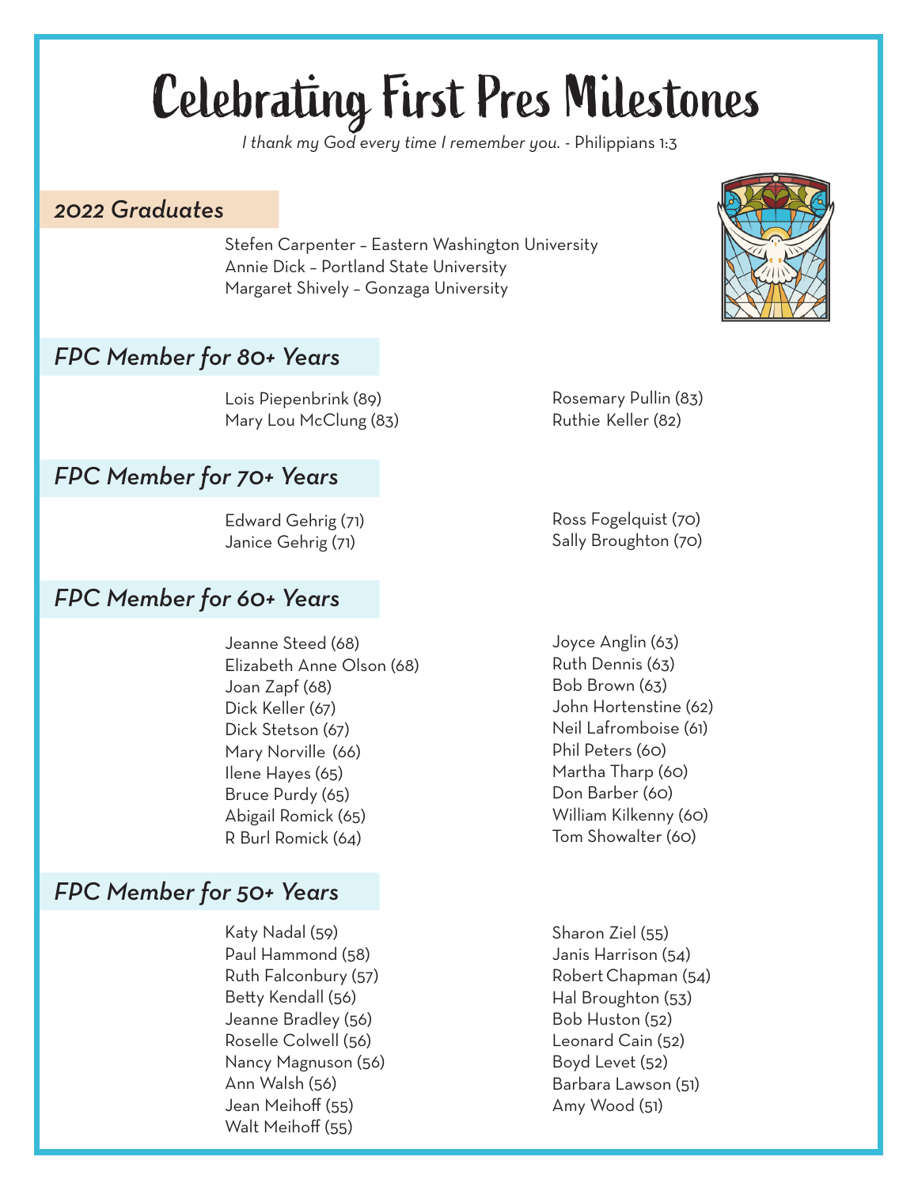# Celebrating First Pres Milestones

*I thank my God every time I remember you.* - Philippians 1:3

## *2022 Graduates*

Stefen Carpenter – Eastern Washington University
Annie Dick – Portland State University
Margaret Shively – Gonzaga University

## *FPC Member for 80+ Years*

Lois Piepenbrink (89)
Mary Lou McClung (83)
Rosemary Pullin (83)
Ruthie Keller (82)

## *FPC Member for 70+ Years*

Edward Gehrig (71)
Janice Gehrig (71)
Ross Fogelquist (70)
Sally Broughton (70)

## *FPC Member for 60+ Years*

Jeanne Steed (68)
Elizabeth Anne Olson (68)
Joan Zapf (68)
Dick Keller (67)
Dick Stetson (67)
Mary Norville (66)
Ilene Hayes (65)
Bruce Purdy (65)
Abigail Romick (65)
R Burl Romick (64)
Joyce Anglin (63)
Ruth Dennis (63)
Bob Brown (63)
John Hortenstine (62)
Neil Lafromboise (61)
Phil Peters (60)
Martha Tharp (60)
Don Barber (60)
William Kilkenny (60)
Tom Showalter (60)

## *FPC Member for 50+ Years*

Katy Nadal (59)
Paul Hammond (58)
Ruth Falconbury (57)
Betty Kendall (56)
Jeanne Bradley (56)
Roselle Colwell (56)
Nancy Magnuson (56)
Ann Walsh (56)
Jean Meihoff (55)
Walt Meihoff (55)
Sharon Ziel (55)
Janis Harrison (54)
Robert Chapman (54)
Hal Broughton (53)
Bob Huston (52)
Leonard Cain (52)
Boyd Levet (52)
Barbara Lawson (51)
Amy Wood (51)